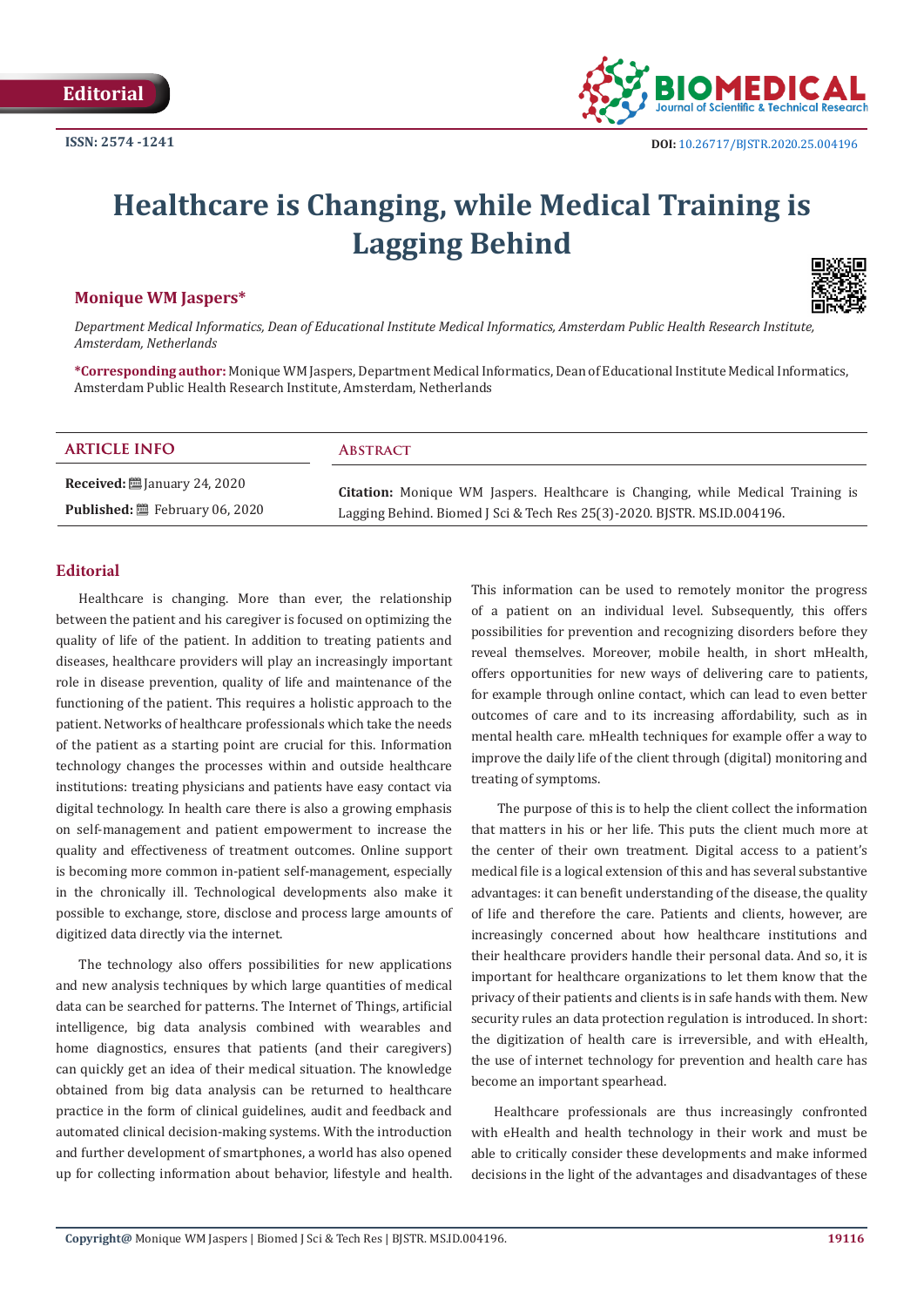Editorial

ISSN: 2574 -1241

DOI: 10.26717/BJSTR.2020.25.004196

# Healthcare is Changing, while Medical Training is Lagging Behind

**Monique WM Jaspers***

*Department Medical Informatics, Dean of Educational Institute Medical Informatics, Amsterdam Public Health Research Institute, Amsterdam, Netherlands*

**\*Corresponding author:** Monique WM Jaspers, Department Medical Informatics, Dean of Educational Institute Medical Informatics, Amsterdam Public Health Research Institute, Amsterdam, Netherlands

| ARTICLE INFO | ABSTRACT |
|---|---|
| **Received:** January 24, 2020 | |
| **Published:** February 06, 2020 | **Citation:** Monique WM Jaspers. Healthcare is Changing, while Medical Training is Lagging Behind. Biomed J Sci & Tech Res 25(3)-2020. BJSTR. MS.ID.004196. |

## Editorial

Healthcare is changing. More than ever, the relationship between the patient and his caregiver is focused on optimizing the quality of life of the patient. In addition to treating patients and diseases, healthcare providers will play an increasingly important role in disease prevention, quality of life and maintenance of the functioning of the patient. This requires a holistic approach to the patient. Networks of healthcare professionals which take the needs of the patient as a starting point are crucial for this. Information technology changes the processes within and outside healthcare institutions: treating physicians and patients have easy contact via digital technology. In health care there is also a growing emphasis on self-management and patient empowerment to increase the quality and effectiveness of treatment outcomes. Online support is becoming more common in-patient self-management, especially in the chronically ill. Technological developments also make it possible to exchange, store, disclose and process large amounts of digitized data directly via the internet.

The technology also offers possibilities for new applications and new analysis techniques by which large quantities of medical data can be searched for patterns. The Internet of Things, artificial intelligence, big data analysis combined with wearables and home diagnostics, ensures that patients (and their caregivers) can quickly get an idea of their medical situation. The knowledge obtained from big data analysis can be returned to healthcare practice in the form of clinical guidelines, audit and feedback and automated clinical decision-making systems. With the introduction and further development of smartphones, a world has also opened up for collecting information about behavior, lifestyle and health. This information can be used to remotely monitor the progress of a patient on an individual level. Subsequently, this offers possibilities for prevention and recognizing disorders before they reveal themselves. Moreover, mobile health, in short mHealth, offers opportunities for new ways of delivering care to patients, for example through online contact, which can lead to even better outcomes of care and to its increasing affordability, such as in mental health care. mHealth techniques for example offer a way to improve the daily life of the client through (digital) monitoring and treating of symptoms.

The purpose of this is to help the client collect the information that matters in his or her life. This puts the client much more at the center of their own treatment. Digital access to a patient's medical file is a logical extension of this and has several substantive advantages: it can benefit understanding of the disease, the quality of life and therefore the care. Patients and clients, however, are increasingly concerned about how healthcare institutions and their healthcare providers handle their personal data. And so, it is important for healthcare organizations to let them know that the privacy of their patients and clients is in safe hands with them. New security rules an data protection regulation is introduced. In short: the digitization of health care is irreversible, and with eHealth, the use of internet technology for prevention and health care has become an important spearhead.

Healthcare professionals are thus increasingly confronted with eHealth and health technology in their work and must be able to critically consider these developments and make informed decisions in the light of the advantages and disadvantages of these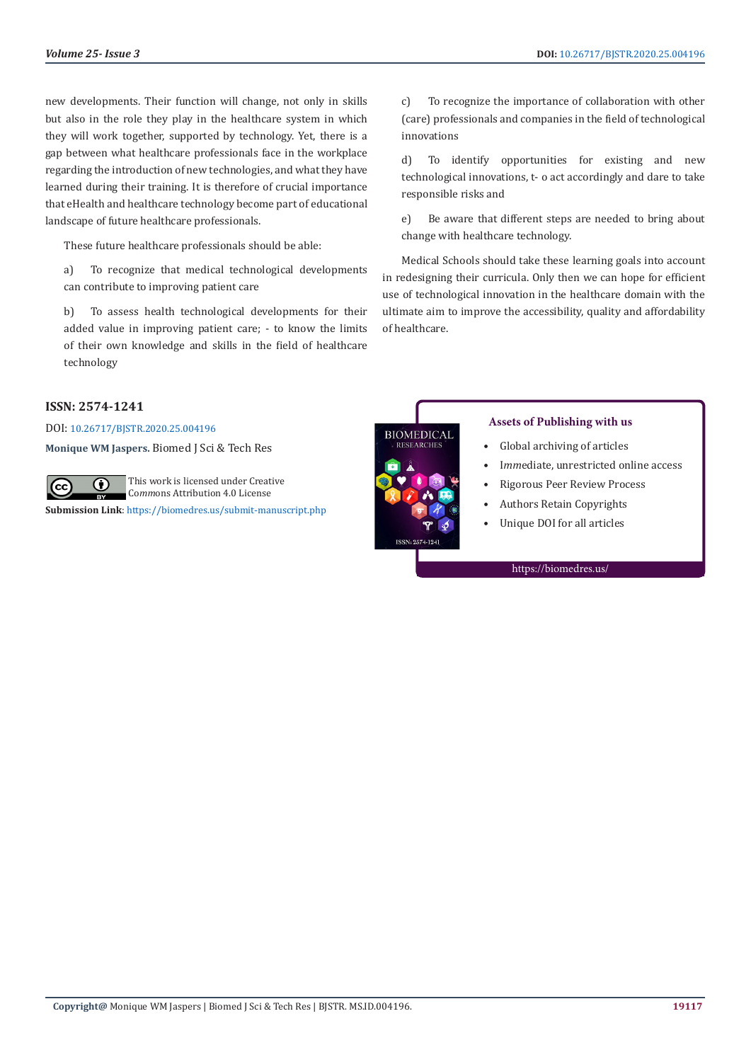new developments. Their function will change, not only in skills but also in the role they play in the healthcare system in which they will work together, supported by technology. Yet, there is a gap between what healthcare professionals face in the workplace regarding the introduction of new technologies, and what they have learned during their training. It is therefore of crucial importance that eHealth and healthcare technology become part of educational landscape of future healthcare professionals.

These future healthcare professionals should be able:

a) To recognize that medical technological developments can contribute to improving patient care

b) To assess health technological developments for their added value in improving patient care; - to know the limits of their own knowledge and skills in the field of healthcare technology

c) To recognize the importance of collaboration with other (care) professionals and companies in the field of technological innovations

d) To identify opportunities for existing and new technological innovations, t- o act accordingly and dare to take responsible risks and

e) Be aware that different steps are needed to bring about change with healthcare technology.

Medical Schools should take these learning goals into account in redesigning their curricula. Only then we can hope for efficient use of technological innovation in the healthcare domain with the ultimate aim to improve the accessibility, quality and affordability of healthcare.

**ISSN: 2574-1241**

DOI: 10.26717/BJSTR.2020.25.004196

**Monique WM Jaspers.** Biomed J Sci & Tech Res

This work is licensed under Creative Commons Attribution 4.0 License

**Submission Link**: https://biomedres.us/submit-manuscript.php

**Assets of Publishing with us**

- Global archiving of articles
- Immediate, unrestricted online access
- Rigorous Peer Review Process
- Authors Retain Copyrights
- Unique DOI for all articles

https://biomedres.us/